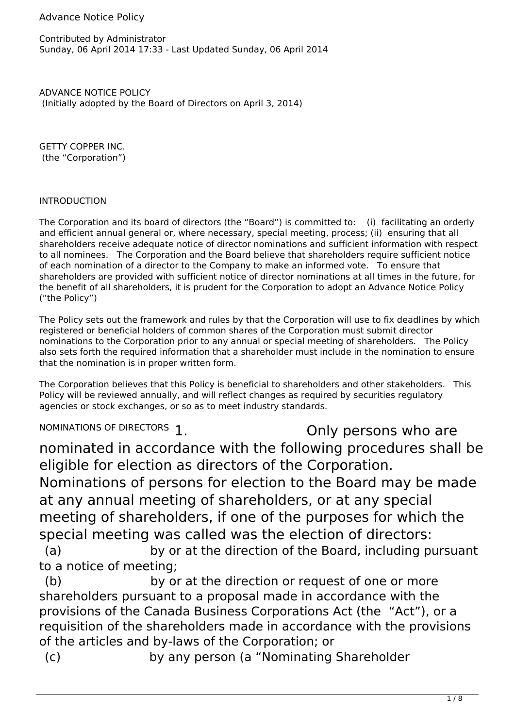Advance Notice Policy

Contributed by Administrator
Sunday, 06 April 2014 17:33 - Last Updated Sunday, 06 April 2014

ADVANCE NOTICE POLICY
(Initially adopted by the Board of Directors on April 3, 2014)

GETTY COPPER INC.
(the "Corporation")

INTRODUCTION

The Corporation and its board of directors (the "Board") is committed to: (i) facilitating an orderly and efficient annual general or, where necessary, special meeting, process; (ii) ensuring that all shareholders receive adequate notice of director nominations and sufficient information with respect to all nominees. The Corporation and the Board believe that shareholders require sufficient notice of each nomination of a director to the Company to make an informed vote. To ensure that shareholders are provided with sufficient notice of director nominations at all times in the future, for the benefit of all shareholders, it is prudent for the Corporation to adopt an Advance Notice Policy ("the Policy")

The Policy sets out the framework and rules by that the Corporation will use to fix deadlines by which registered or beneficial holders of common shares of the Corporation must submit director nominations to the Corporation prior to any annual or special meeting of shareholders. The Policy also sets forth the required information that a shareholder must include in the nomination to ensure that the nomination is in proper written form.

The Corporation believes that this Policy is beneficial to shareholders and other stakeholders. This Policy will be reviewed annually, and will reflect changes as required by securities regulatory agencies or stock exchanges, or so as to meet industry standards.

NOMINATIONS OF DIRECTORS 1. Only persons who are nominated in accordance with the following procedures shall be eligible for election as directors of the Corporation. Nominations of persons for election to the Board may be made at any annual meeting of shareholders, or at any special meeting of shareholders, if one of the purposes for which the special meeting was called was the election of directors:

(a) by or at the direction of the Board, including pursuant to a notice of meeting;

(b) by or at the direction or request of one or more shareholders pursuant to a proposal made in accordance with the provisions of the Canada Business Corporations Act (the "Act"), or a requisition of the shareholders made in accordance with the provisions of the articles and by-laws of the Corporation; or

(c) by any person (a "Nominating Shareholder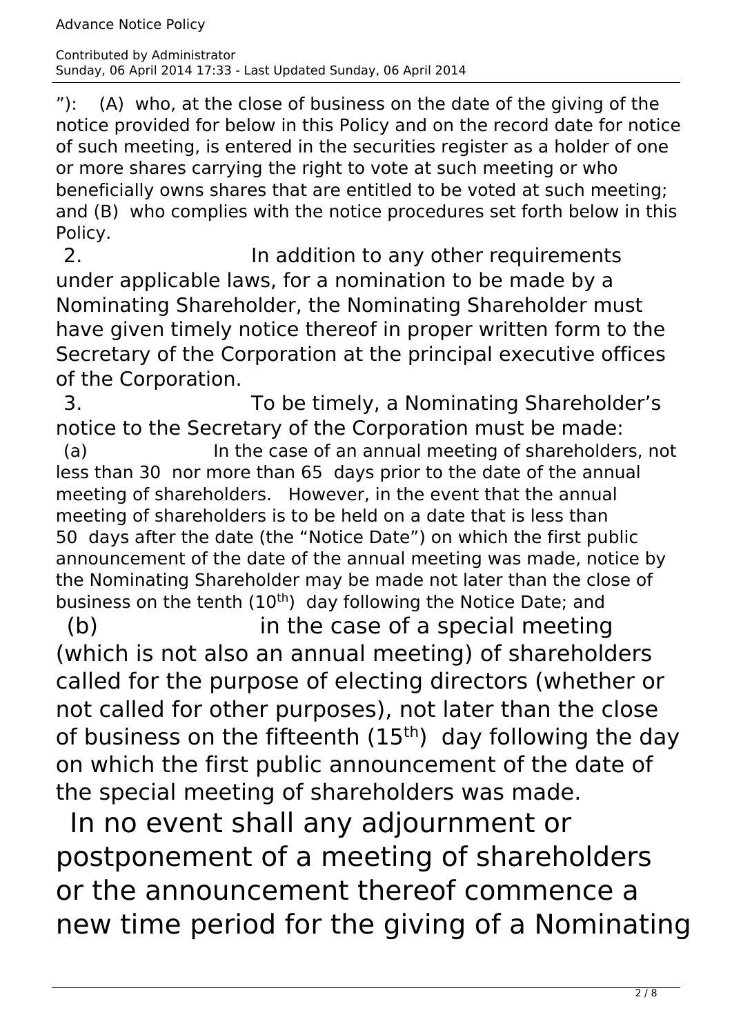"): (A) who, at the close of business on the date of the giving of the notice provided for below in this Policy and on the record date for notice of such meeting, is entered in the securities register as a holder of one or more shares carrying the right to vote at such meeting or who beneficially owns shares that are entitled to be voted at such meeting; and (B) who complies with the notice procedures set forth below in this Policy.

2. In addition to any other requirements under applicable laws, for a nomination to be made by a Nominating Shareholder, the Nominating Shareholder must have given timely notice thereof in proper written form to the Secretary of the Corporation at the principal executive offices of the Corporation.

3. To be timely, a Nominating Shareholder's notice to the Secretary of the Corporation must be made:

(a) In the case of an annual meeting of shareholders, not less than 30 nor more than 65 days prior to the date of the annual meeting of shareholders. However, in the event that the annual meeting of shareholders is to be held on a date that is less than 50 days after the date (the "Notice Date") on which the first public announcement of the date of the annual meeting was made, notice by the Nominating Shareholder may be made not later than the close of business on the tenth (10th) day following the Notice Date; and

(b) in the case of a special meeting (which is not also an annual meeting) of shareholders called for the purpose of electing directors (whether or not called for other purposes), not later than the close of business on the fifteenth (15th) day following the day on which the first public announcement of the date of the special meeting of shareholders was made.

In no event shall any adjournment or postponement of a meeting of shareholders or the announcement thereof commence a new time period for the giving of a Nominating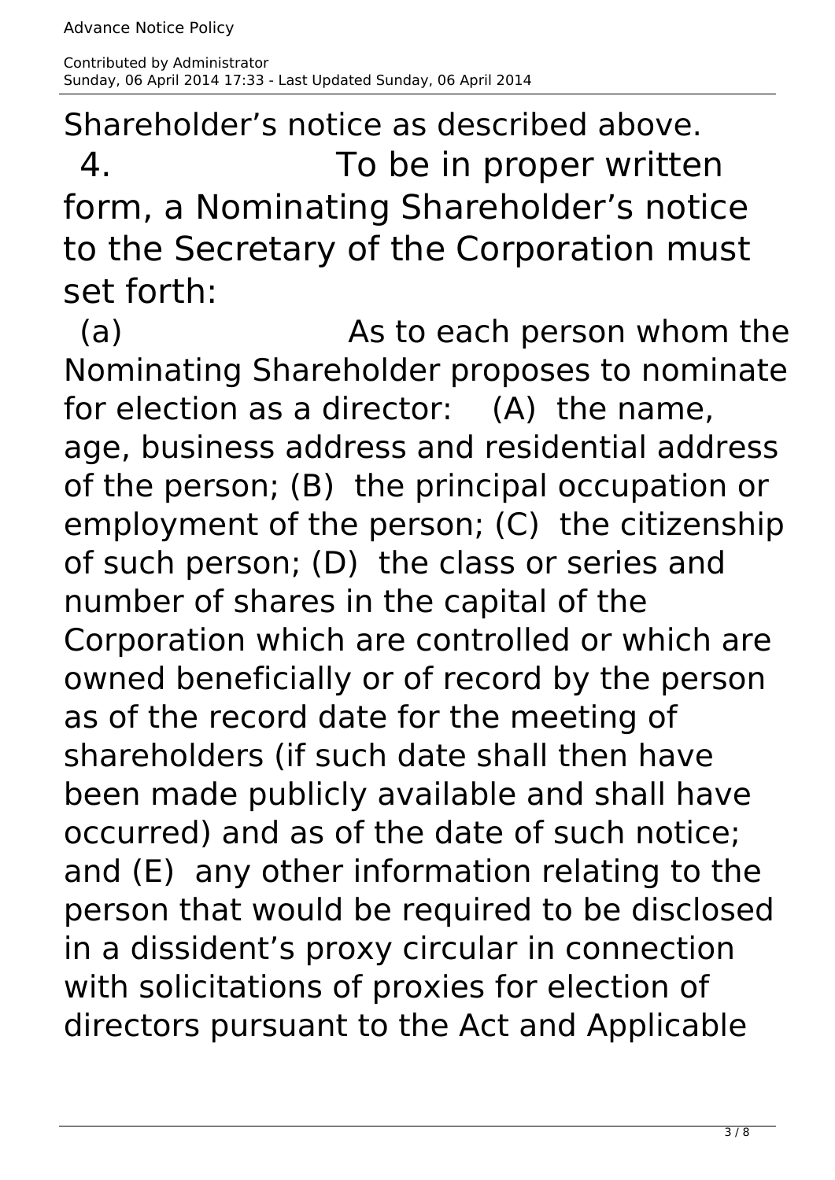Shareholder's notice as described above.

4. To be in proper written form, a Nominating Shareholder's notice to the Secretary of the Corporation must set forth:

(a) As to each person whom the Nominating Shareholder proposes to nominate for election as a director: (A) the name, age, business address and residential address of the person; (B) the principal occupation or employment of the person; (C) the citizenship of such person; (D) the class or series and number of shares in the capital of the Corporation which are controlled or which are owned beneficially or of record by the person as of the record date for the meeting of shareholders (if such date shall then have been made publicly available and shall have occurred) and as of the date of such notice; and (E) any other information relating to the person that would be required to be disclosed in a dissident's proxy circular in connection with solicitations of proxies for election of directors pursuant to the Act and Applicable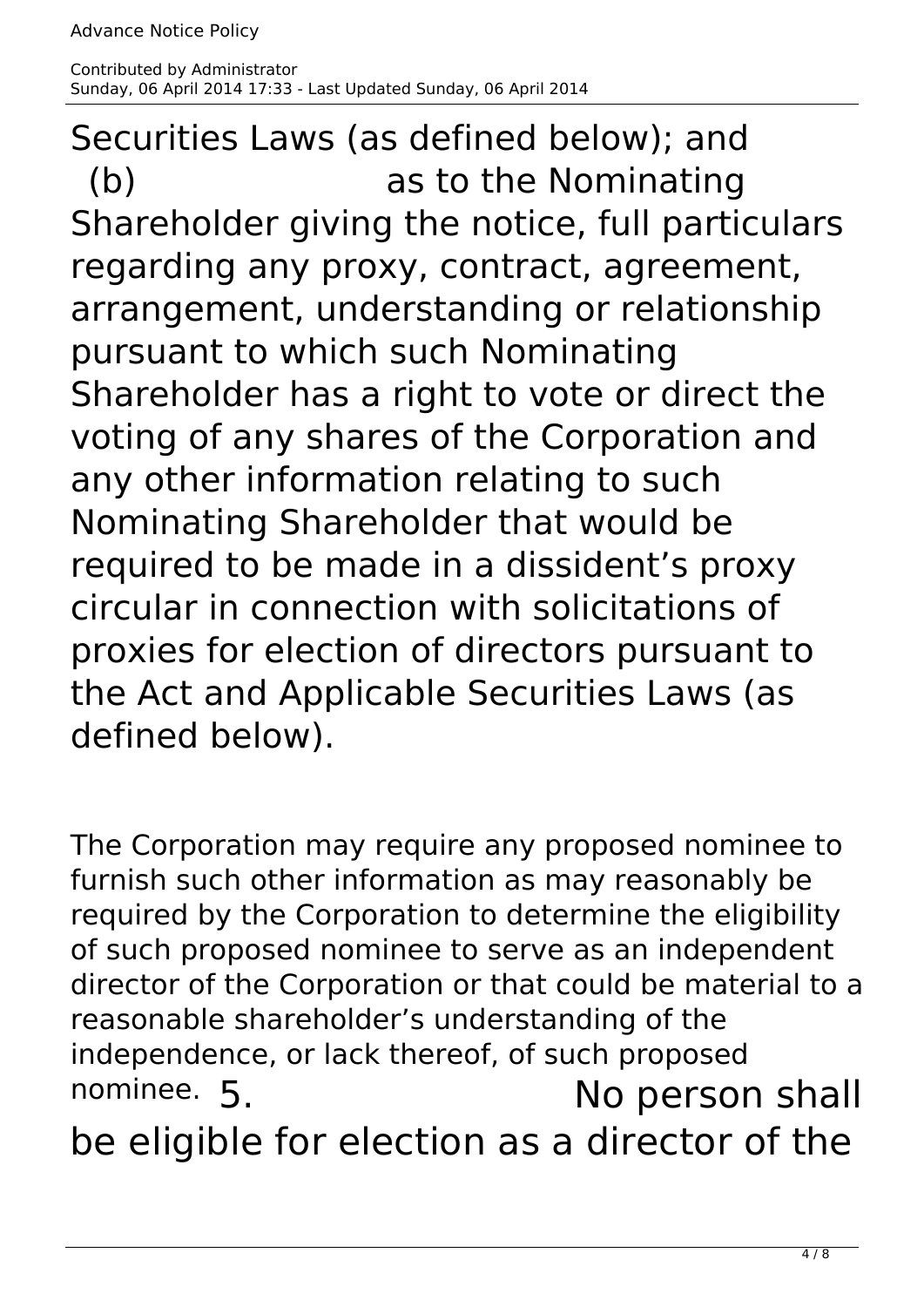Securities Laws (as defined below); and

(b) as to the Nominating Shareholder giving the notice, full particulars regarding any proxy, contract, agreement, arrangement, understanding or relationship pursuant to which such Nominating Shareholder has a right to vote or direct the voting of any shares of the Corporation and any other information relating to such Nominating Shareholder that would be required to be made in a dissident's proxy circular in connection with solicitations of proxies for election of directors pursuant to the Act and Applicable Securities Laws (as defined below).

The Corporation may require any proposed nominee to furnish such other information as may reasonably be required by the Corporation to determine the eligibility of such proposed nominee to serve as an independent director of the Corporation or that could be material to a reasonable shareholder's understanding of the independence, or lack thereof, of such proposed nominee.

5. No person shall be eligible for election as a director of the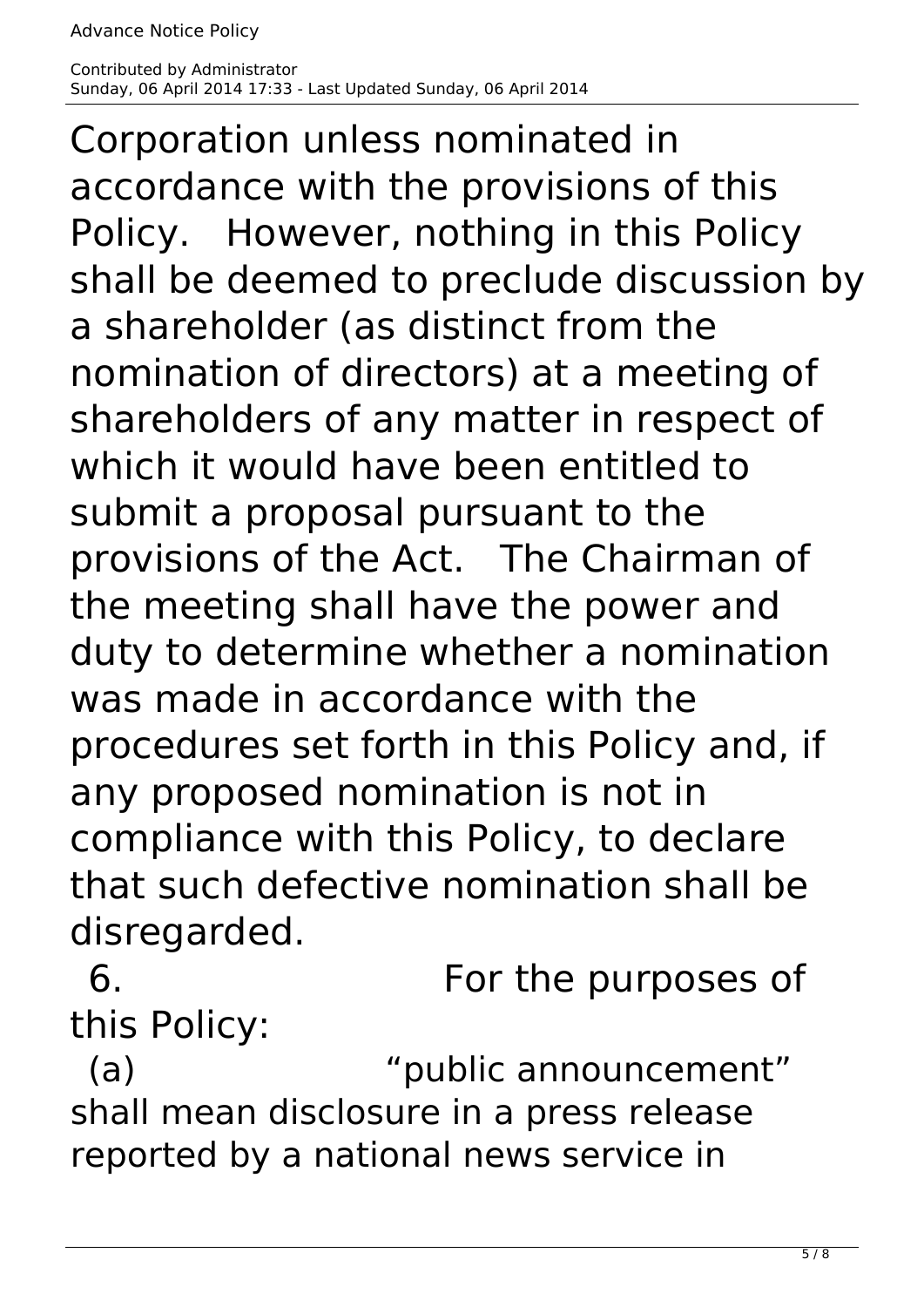Corporation unless nominated in accordance with the provisions of this Policy. However, nothing in this Policy shall be deemed to preclude discussion by a shareholder (as distinct from the nomination of directors) at a meeting of shareholders of any matter in respect of which it would have been entitled to submit a proposal pursuant to the provisions of the Act. The Chairman of the meeting shall have the power and duty to determine whether a nomination was made in accordance with the procedures set forth in this Policy and, if any proposed nomination is not in compliance with this Policy, to declare that such defective nomination shall be disregarded.

6. For the purposes of this Policy:

(a) "public announcement" shall mean disclosure in a press release reported by a national news service in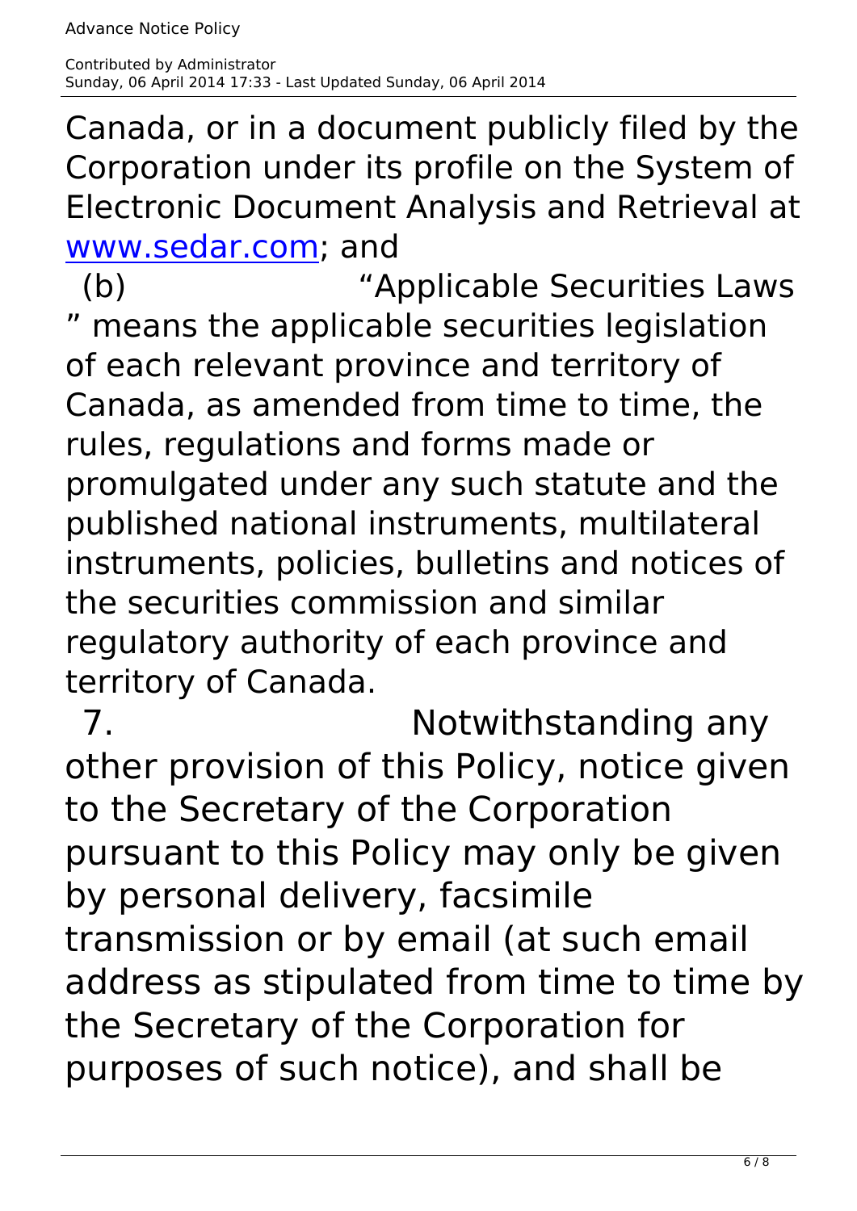Canada, or in a document publicly filed by the Corporation under its profile on the System of Electronic Document Analysis and Retrieval at [www.sedar.com](http://www.sedar.com); and

(b) "Applicable Securities Laws" means the applicable securities legislation of each relevant province and territory of Canada, as amended from time to time, the rules, regulations and forms made or promulgated under any such statute and the published national instruments, multilateral instruments, policies, bulletins and notices of the securities commission and similar regulatory authority of each province and territory of Canada.

7. Notwithstanding any other provision of this Policy, notice given to the Secretary of the Corporation pursuant to this Policy may only be given by personal delivery, facsimile transmission or by email (at such email address as stipulated from time to time by the Secretary of the Corporation for purposes of such notice), and shall be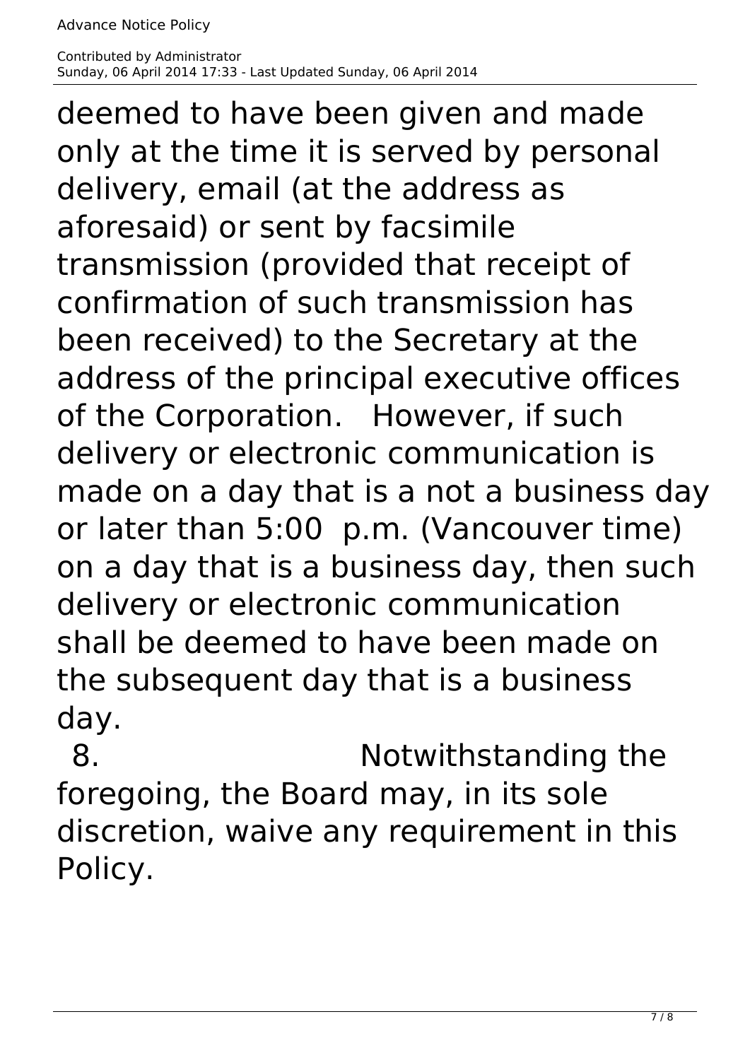deemed to have been given and made only at the time it is served by personal delivery, email (at the address as aforesaid) or sent by facsimile transmission (provided that receipt of confirmation of such transmission has been received) to the Secretary at the address of the principal executive offices of the Corporation. However, if such delivery or electronic communication is made on a day that is a not a business day or later than 5:00 p.m. (Vancouver time) on a day that is a business day, then such delivery or electronic communication shall be deemed to have been made on the subsequent day that is a business day.

8. Notwithstanding the foregoing, the Board may, in its sole discretion, waive any requirement in this Policy.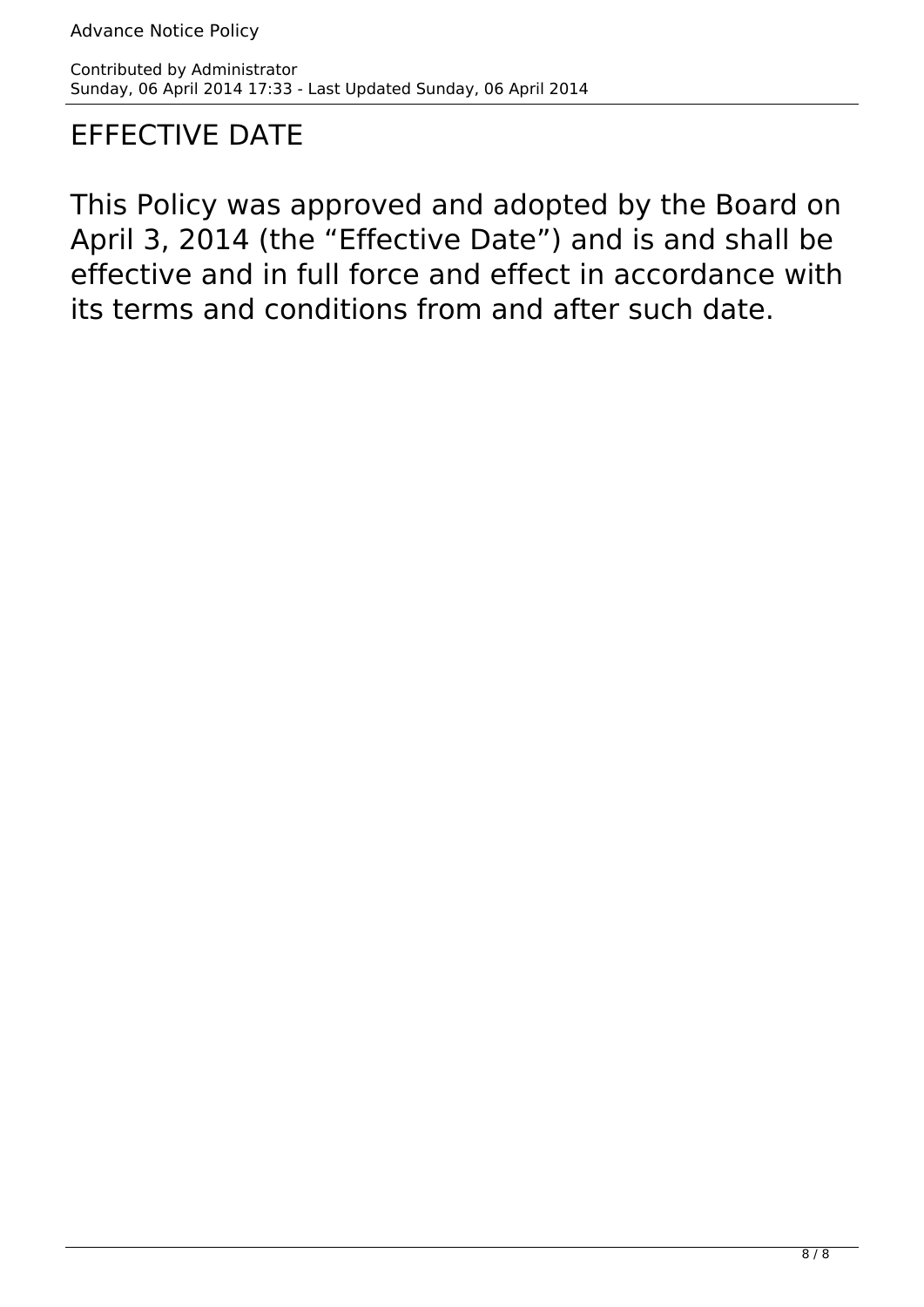## EFFECTIVE DATE

This Policy was approved and adopted by the Board on April 3, 2014 (the “Effective Date”) and is and shall be effective and in full force and effect in accordance with its terms and conditions from and after such date.